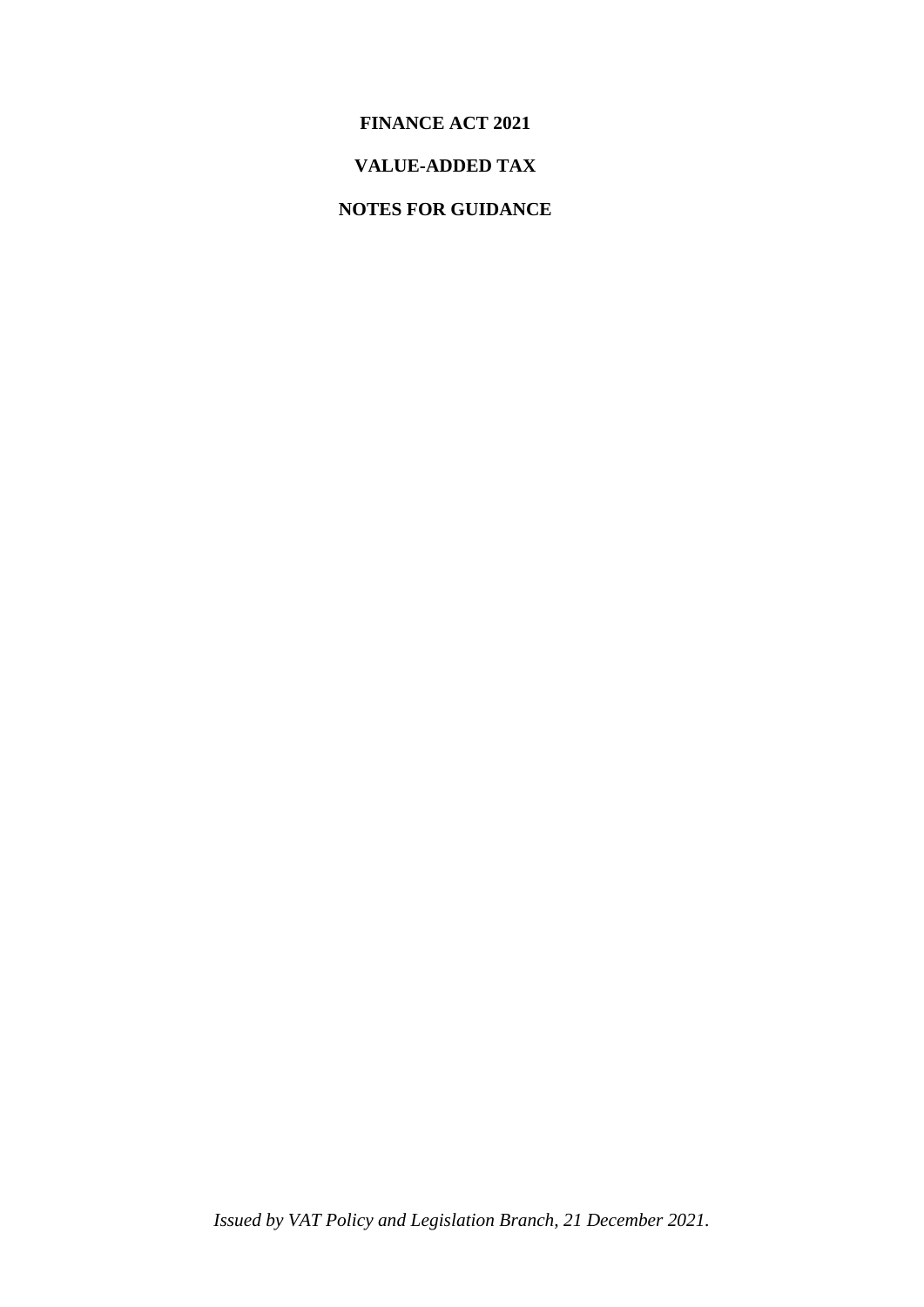# FINANCE ACT 2021

## VALUE-ADDED TAX

## NOTES FOR GUIDANCE

*Issued by VAT Policy and Legislation Branch, 21 December 2021.*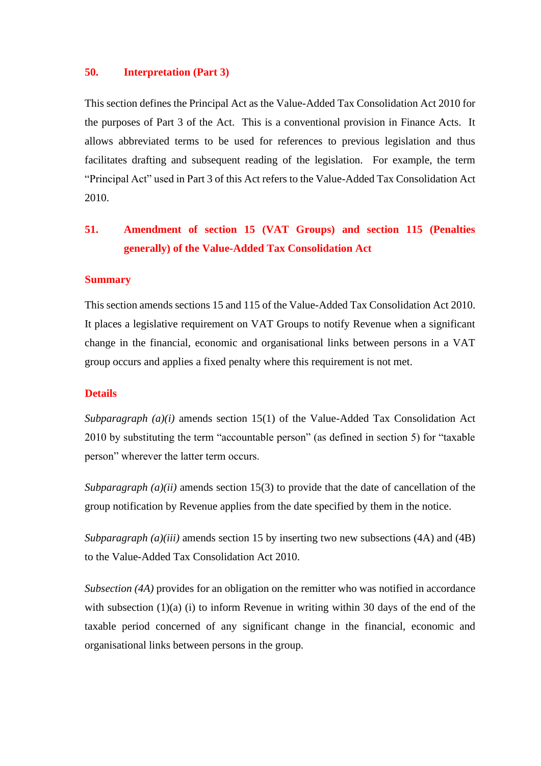## 50. Interpretation (Part 3)

This section defines the Principal Act as the Value-Added Tax Consolidation Act 2010 for the purposes of Part 3 of the Act. This is a conventional provision in Finance Acts. It allows abbreviated terms to be used for references to previous legislation and thus facilitates drafting and subsequent reading of the legislation. For example, the term "Principal Act" used in Part 3 of this Act refers to the Value-Added Tax Consolidation Act 2010.

## 51. Amendment of section 15 (VAT Groups) and section 115 (Penalties generally) of the Value-Added Tax Consolidation Act

### Summary

This section amends sections 15 and 115 of the Value-Added Tax Consolidation Act 2010. It places a legislative requirement on VAT Groups to notify Revenue when a significant change in the financial, economic and organisational links between persons in a VAT group occurs and applies a fixed penalty where this requirement is not met.

### Details

*Subparagraph (a)(i)* amends section 15(1) of the Value-Added Tax Consolidation Act 2010 by substituting the term "accountable person" (as defined in section 5) for "taxable person" wherever the latter term occurs.

*Subparagraph (a)(ii)* amends section 15(3) to provide that the date of cancellation of the group notification by Revenue applies from the date specified by them in the notice.

*Subparagraph (a)(iii)* amends section 15 by inserting two new subsections (4A) and (4B) to the Value-Added Tax Consolidation Act 2010.

*Subsection (4A)* provides for an obligation on the remitter who was notified in accordance with subsection (1)(a) (i) to inform Revenue in writing within 30 days of the end of the taxable period concerned of any significant change in the financial, economic and organisational links between persons in the group.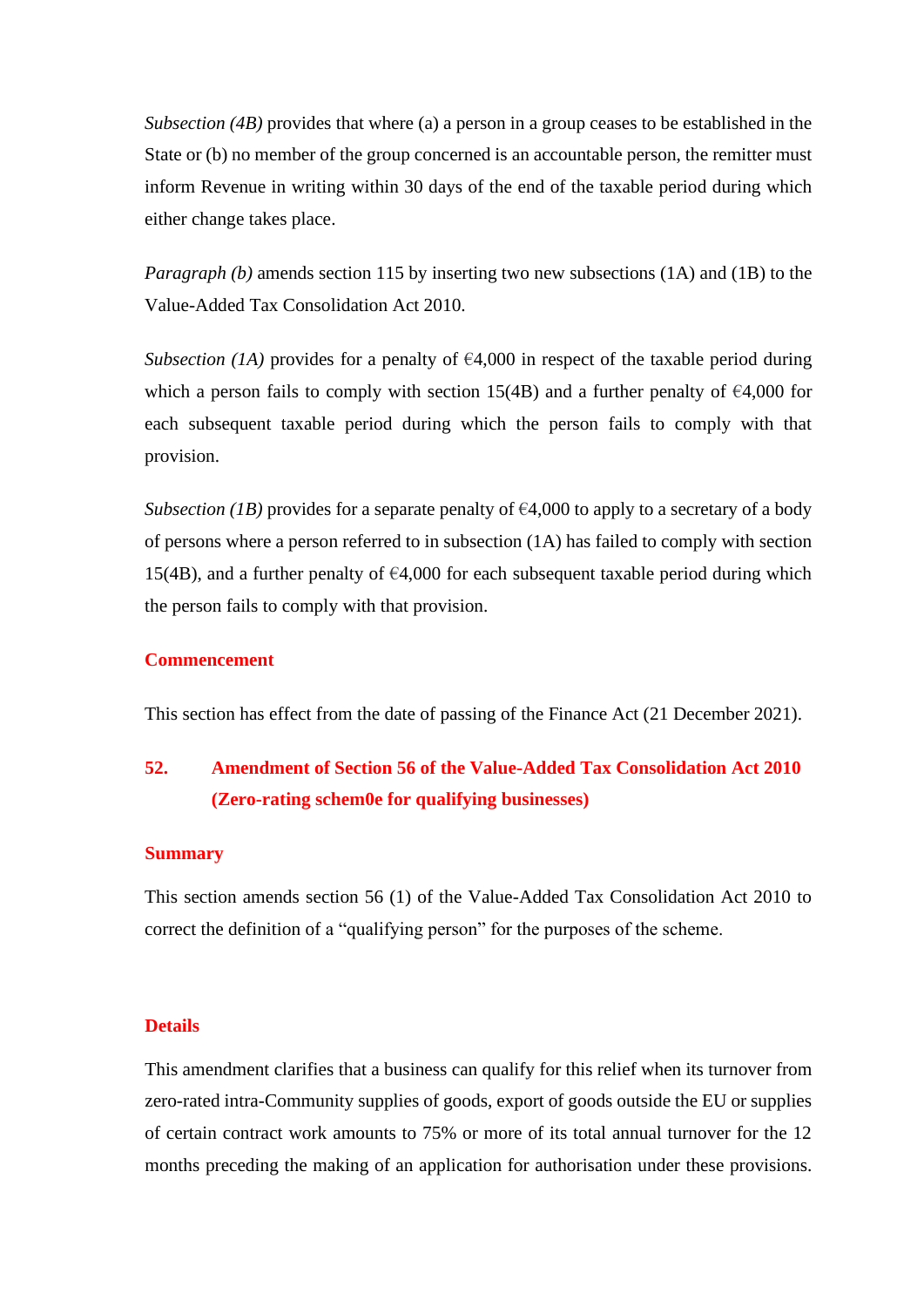*Subsection (4B)* provides that where (a) a person in a group ceases to be established in the State or (b) no member of the group concerned is an accountable person, the remitter must inform Revenue in writing within 30 days of the end of the taxable period during which either change takes place.

*Paragraph (b)* amends section 115 by inserting two new subsections (1A) and (1B) to the Value-Added Tax Consolidation Act 2010.

*Subsection (1A)* provides for a penalty of €4,000 in respect of the taxable period during which a person fails to comply with section 15(4B) and a further penalty of €4,000 for each subsequent taxable period during which the person fails to comply with that provision.

*Subsection (1B)* provides for a separate penalty of €4,000 to apply to a secretary of a body of persons where a person referred to in subsection (1A) has failed to comply with section 15(4B), and a further penalty of €4,000 for each subsequent taxable period during which the person fails to comply with that provision.

**Commencement**

This section has effect from the date of passing of the Finance Act (21 December 2021).

## 52. Amendment of Section 56 of the Value-Added Tax Consolidation Act 2010 (Zero-rating schem0e for qualifying businesses)

**Summary**

This section amends section 56 (1) of the Value-Added Tax Consolidation Act 2010 to correct the definition of a "qualifying person" for the purposes of the scheme.

**Details**

This amendment clarifies that a business can qualify for this relief when its turnover from zero-rated intra-Community supplies of goods, export of goods outside the EU or supplies of certain contract work amounts to 75% or more of its total annual turnover for the 12 months preceding the making of an application for authorisation under these provisions.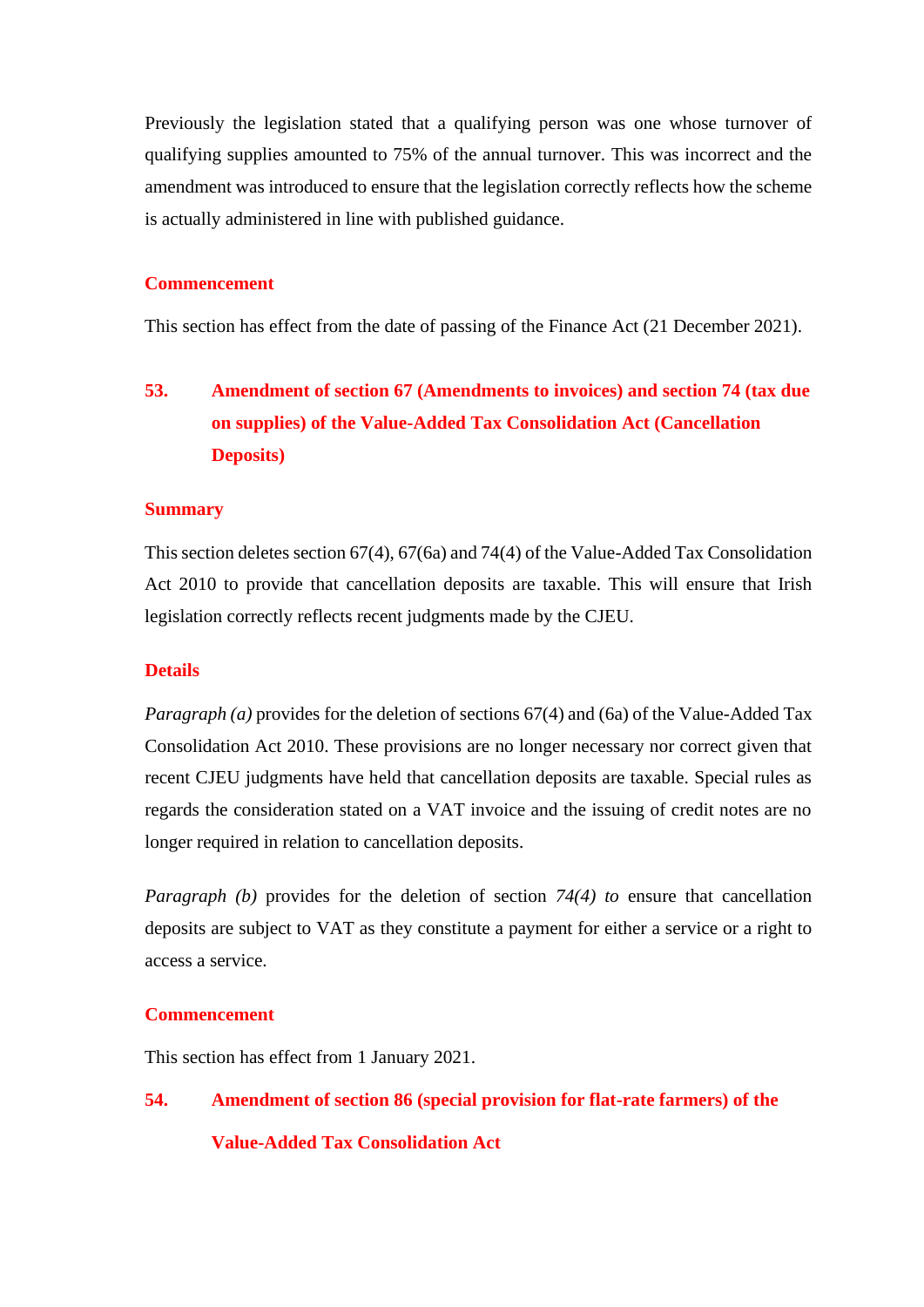Previously the legislation stated that a qualifying person was one whose turnover of qualifying supplies amounted to 75% of the annual turnover. This was incorrect and the amendment was introduced to ensure that the legislation correctly reflects how the scheme is actually administered in line with published guidance.

**Commencement**

This section has effect from the date of passing of the Finance Act (21 December 2021).

## 53. Amendment of section 67 (Amendments to invoices) and section 74 (tax due on supplies) of the Value-Added Tax Consolidation Act (Cancellation Deposits)

**Summary**

This section deletes section 67(4), 67(6a) and 74(4) of the Value-Added Tax Consolidation Act 2010 to provide that cancellation deposits are taxable. This will ensure that Irish legislation correctly reflects recent judgments made by the CJEU.

**Details**

*Paragraph (a)* provides for the deletion of sections 67(4) and (6a) of the Value-Added Tax Consolidation Act 2010. These provisions are no longer necessary nor correct given that recent CJEU judgments have held that cancellation deposits are taxable. Special rules as regards the consideration stated on a VAT invoice and the issuing of credit notes are no longer required in relation to cancellation deposits.

*Paragraph (b)* provides for the deletion of section *74(4) to* ensure that cancellation deposits are subject to VAT as they constitute a payment for either a service or a right to access a service.

**Commencement**

This section has effect from 1 January 2021.

## 54. Amendment of section 86 (special provision for flat-rate farmers) of the Value-Added Tax Consolidation Act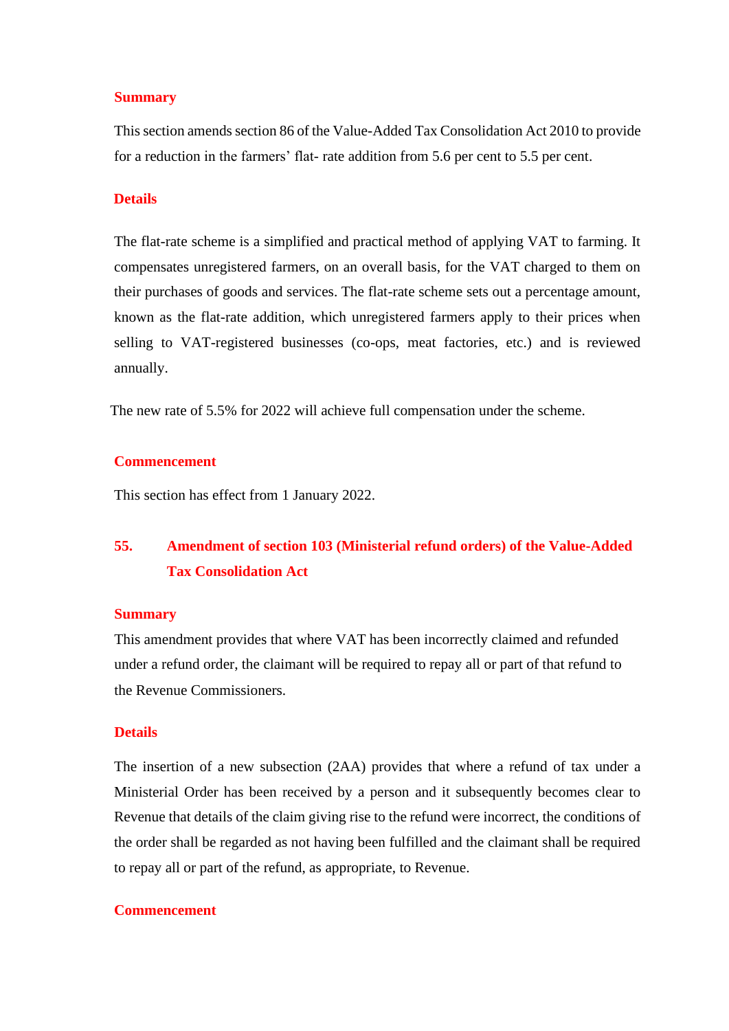**Summary**

This section amends section 86 of the Value-Added Tax Consolidation Act 2010 to provide for a reduction in the farmers' flat- rate addition from 5.6 per cent to 5.5 per cent.

**Details**

The flat-rate scheme is a simplified and practical method of applying VAT to farming. It compensates unregistered farmers, on an overall basis, for the VAT charged to them on their purchases of goods and services. The flat-rate scheme sets out a percentage amount, known as the flat-rate addition, which unregistered farmers apply to their prices when selling to VAT-registered businesses (co-ops, meat factories, etc.) and is reviewed annually.

The new rate of 5.5% for 2022 will achieve full compensation under the scheme.

**Commencement**

This section has effect from 1 January 2022.

## 55. Amendment of section 103 (Ministerial refund orders) of the Value-Added Tax Consolidation Act

**Summary**

This amendment provides that where VAT has been incorrectly claimed and refunded under a refund order, the claimant will be required to repay all or part of that refund to the Revenue Commissioners.

**Details**

The insertion of a new subsection (2AA) provides that where a refund of tax under a Ministerial Order has been received by a person and it subsequently becomes clear to Revenue that details of the claim giving rise to the refund were incorrect, the conditions of the order shall be regarded as not having been fulfilled and the claimant shall be required to repay all or part of the refund, as appropriate, to Revenue.

**Commencement**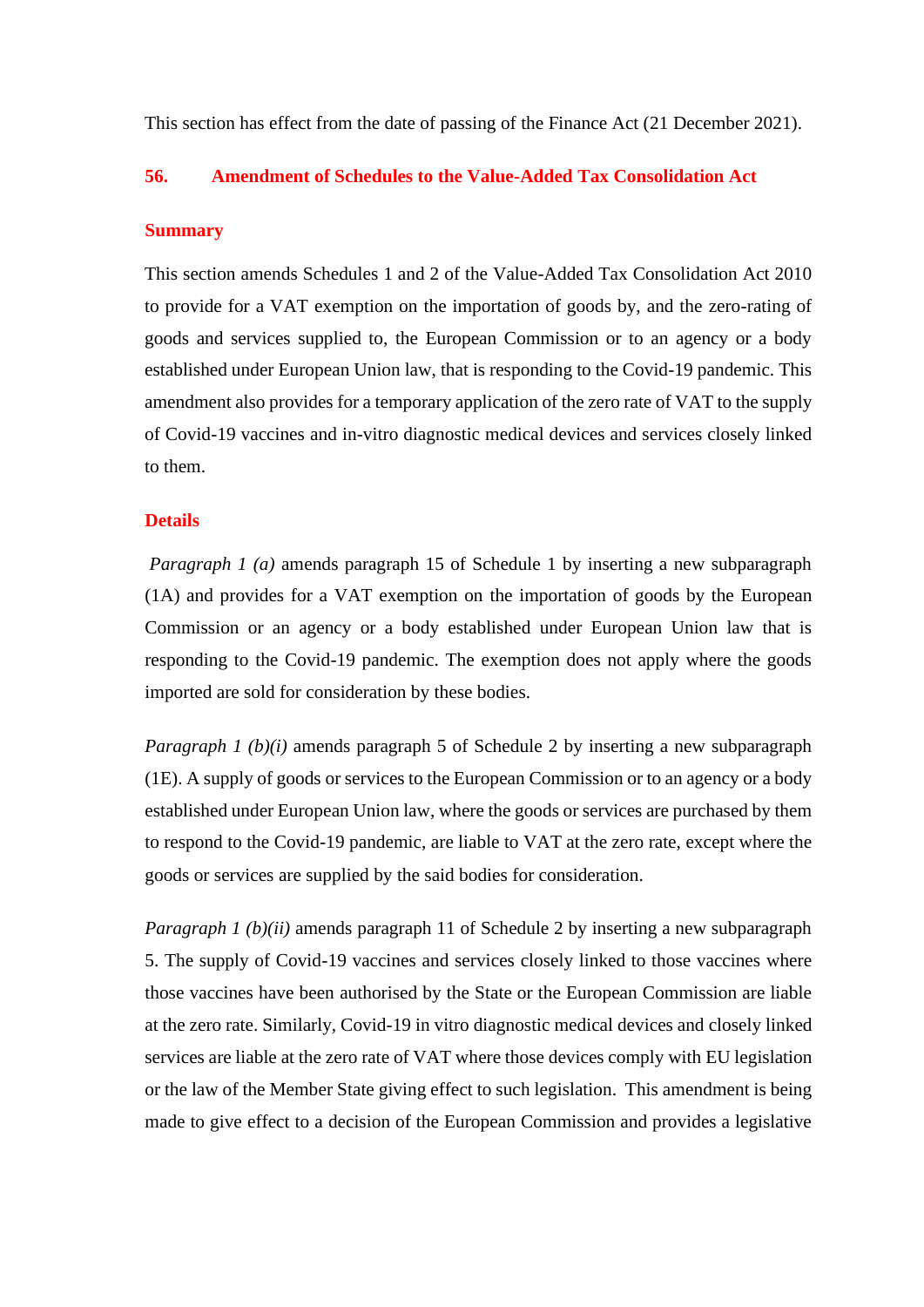This section has effect from the date of passing of the Finance Act (21 December 2021).

## 56. Amendment of Schedules to the Value-Added Tax Consolidation Act

### Summary

This section amends Schedules 1 and 2 of the Value-Added Tax Consolidation Act 2010 to provide for a VAT exemption on the importation of goods by, and the zero-rating of goods and services supplied to, the European Commission or to an agency or a body established under European Union law, that is responding to the Covid-19 pandemic. This amendment also provides for a temporary application of the zero rate of VAT to the supply of Covid-19 vaccines and in-vitro diagnostic medical devices and services closely linked to them.

### Details

*Paragraph 1 (a)* amends paragraph 15 of Schedule 1 by inserting a new subparagraph (1A) and provides for a VAT exemption on the importation of goods by the European Commission or an agency or a body established under European Union law that is responding to the Covid-19 pandemic. The exemption does not apply where the goods imported are sold for consideration by these bodies.

*Paragraph 1 (b)(i)* amends paragraph 5 of Schedule 2 by inserting a new subparagraph (1E). A supply of goods or services to the European Commission or to an agency or a body established under European Union law, where the goods or services are purchased by them to respond to the Covid-19 pandemic, are liable to VAT at the zero rate, except where the goods or services are supplied by the said bodies for consideration.

*Paragraph 1 (b)(ii)* amends paragraph 11 of Schedule 2 by inserting a new subparagraph 5. The supply of Covid-19 vaccines and services closely linked to those vaccines where those vaccines have been authorised by the State or the European Commission are liable at the zero rate. Similarly, Covid-19 in vitro diagnostic medical devices and closely linked services are liable at the zero rate of VAT where those devices comply with EU legislation or the law of the Member State giving effect to such legislation. This amendment is being made to give effect to a decision of the European Commission and provides a legislative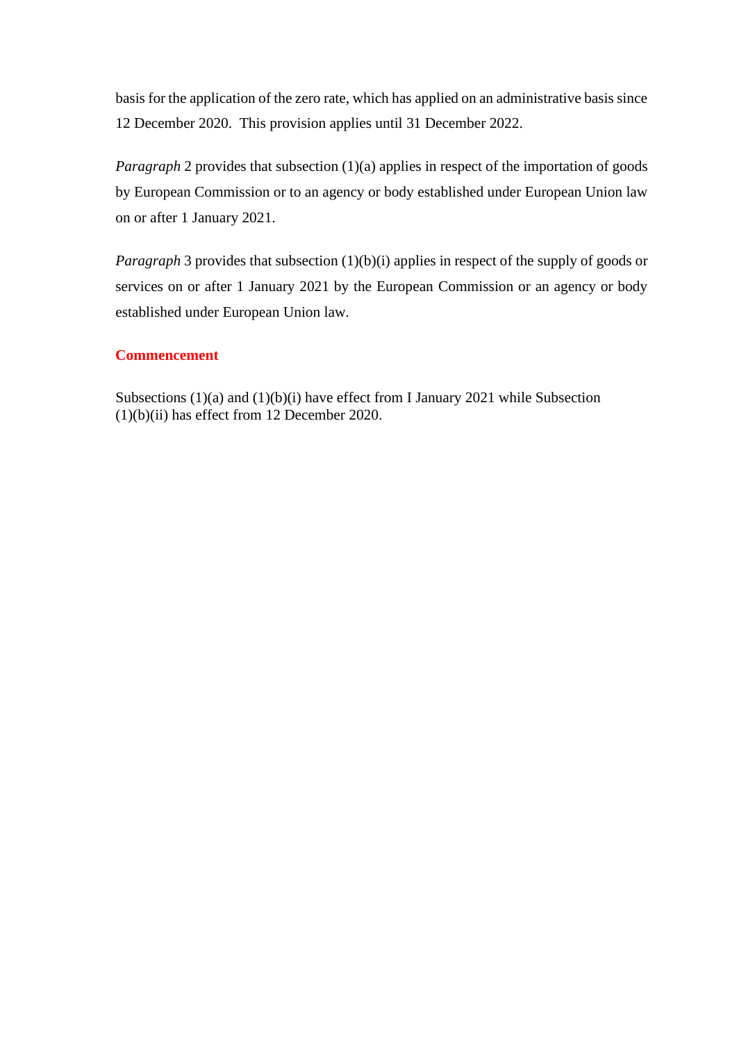basis for the application of the zero rate, which has applied on an administrative basis since 12 December 2020. This provision applies until 31 December 2022.

*Paragraph* 2 provides that subsection (1)(a) applies in respect of the importation of goods by European Commission or to an agency or body established under European Union law on or after 1 January 2021.

*Paragraph* 3 provides that subsection (1)(b)(i) applies in respect of the supply of goods or services on or after 1 January 2021 by the European Commission or an agency or body established under European Union law.

**Commencement**

Subsections (1)(a) and (1)(b)(i) have effect from I January 2021 while Subsection (1)(b)(ii) has effect from 12 December 2020.